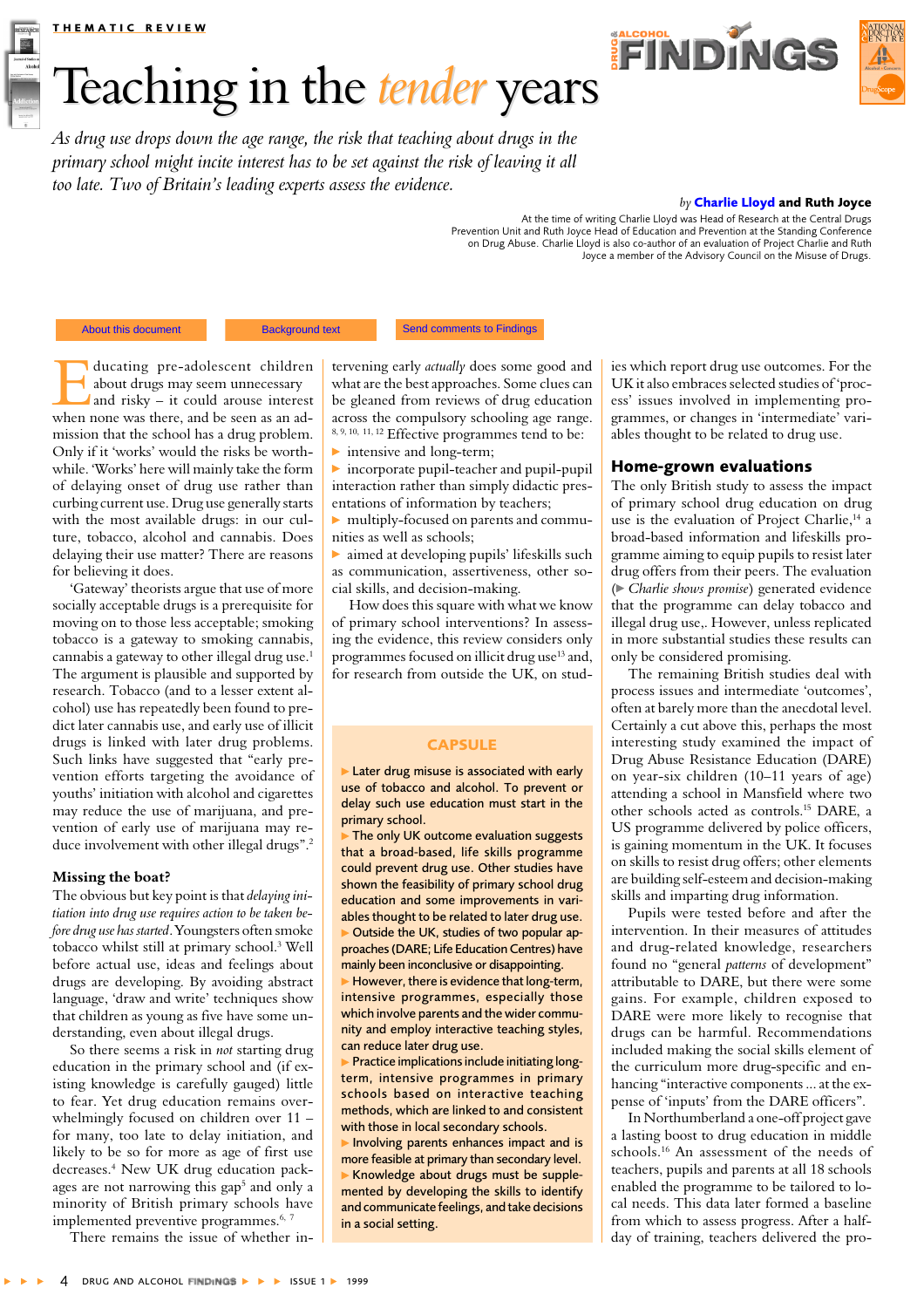THEMATIC REVIEW

# Teaching in the *tender* years

*As drug use drops down the age range, the risk that teaching about drugs in the primary school might incite interest has to be set against the risk of leaving it all too late. Two of Britain's leading experts assess the evidence.*

*by* **Charlie Lloyd and Ruth Joyce**

At the time of writing Charlie Lloyd was Head of Research at the Central Drugs Prevention Unit and Ruth Joyce Head of Education and Prevention at the Standing Conference on Drug Abuse. Charlie Lloyd is also co-author of an evaluation of Project Charlie and Ruth Joyce a member of the Advisory Council on the Misuse of Drugs.

About this document | Background text | Send comments to Findings

Educating pre-adolescent children about drugs may seem unnecessary and risky – it could arouse interest when none was there, and be seen as an admission that the school has a drug problem. Only if it 'works' would the risks be worthwhile. 'Works' here will mainly take the form of delaying onset of drug use rather than curbing current use. Drug use generally starts with the most available drugs: in our culture, tobacco, alcohol and cannabis. Does delaying their use matter? There are reasons for believing it does.

'Gateway' theorists argue that use of more socially acceptable drugs is a prerequisite for moving on to those less acceptable; smoking tobacco is a gateway to smoking cannabis, cannabis a gateway to other illegal drug use.[1] The argument is plausible and supported by research. Tobacco (and to a lesser extent alcohol) use has repeatedly been found to predict later cannabis use, and early use of illicit drugs is linked with later drug problems. Such links have suggested that "early prevention efforts targeting the avoidance of youths' initiation with alcohol and cigarettes may reduce the use of marijuana, and prevention of early use of marijuana may reduce involvement with other illegal drugs".[2]

### Missing the boat?

The obvious but key point is that *delaying initiation into drug use requires action to be taken before drug use has started*. Youngsters often smoke tobacco whilst still at primary school.[3] Well before actual use, ideas and feelings about drugs are developing. By avoiding abstract language, 'draw and write' techniques show that children as young as five have some understanding, even about illegal drugs.

So there seems a risk in *not* starting drug education in the primary school and (if existing knowledge is carefully gauged) little to fear. Yet drug education remains overwhelmingly focused on children over 11 – for many, too late to delay initiation, and likely to be so for more as age of first use decreases.[4] New UK drug education packages are not narrowing this gap[5] and only a minority of British primary schools have implemented preventive programmes.[6, 7]

There remains the issue of whether intervening early *actually* does some good and what are the best approaches. Some clues can be gleaned from reviews of drug education across the compulsory schooling age range.[8, 9, 10, 11, 12] Effective programmes tend to be:

- intensive and long-term;
- incorporate pupil-teacher and pupil-pupil interaction rather than simply didactic presentations of information by teachers;
- multiply-focused on parents and communities as well as schools;
- aimed at developing pupils' lifeskills such as communication, assertiveness, other social skills, and decision-making.

How does this square with what we know of primary school interventions? In assessing the evidence, this review considers only programmes focused on illicit drug use[13] and, for research from outside the UK, on studies which report drug use outcomes. For the UK it also embraces selected studies of 'process' issues involved in implementing programmes, or changes in 'intermediate' variables thought to be related to drug use.

> **CAPSULE**
>
> - Later drug misuse is associated with early use of tobacco and alcohol. To prevent or delay such use education must start in the primary school.
> - The only UK outcome evaluation suggests that a broad-based, life skills programme could prevent drug use. Other studies have shown the feasibility of primary school drug education and some improvements in variables thought to be related to later drug use.
> - Outside the UK, studies of two popular approaches (DARE; Life Education Centres) have mainly been inconclusive or disappointing.
> - However, there is evidence that long-term, intensive programmes, especially those which involve parents and the wider community and employ interactive teaching styles, can reduce later drug use.
> - Practice implications include initiating long-term, intensive programmes in primary schools based on interactive teaching methods, which are linked to and consistent with those in local secondary schools.
> - Involving parents enhances impact and is more feasible at primary than secondary level.
> - Knowledge about drugs must be supplemented by developing the skills to identify and communicate feelings, and take decisions in a social setting.

## Home-grown evaluations

The only British study to assess the impact of primary school drug education on drug use is the evaluation of Project Charlie,[14] a broad-based information and lifeskills programme aiming to equip pupils to resist later drug offers from their peers. The evaluation (▶ *Charlie shows promise*) generated evidence that the programme can delay tobacco and illegal drug use,. However, unless replicated in more substantial studies these results can only be considered promising.

The remaining British studies deal with process issues and intermediate 'outcomes', often at barely more than the anecdotal level. Certainly a cut above this, perhaps the most interesting study examined the impact of Drug Abuse Resistance Education (DARE) on year-six children (10–11 years of age) attending a school in Mansfield where two other schools acted as controls.[15] DARE, a US programme delivered by police officers, is gaining momentum in the UK. It focuses on skills to resist drug offers; other elements are building self-esteem and decision-making skills and imparting drug information.

Pupils were tested before and after the intervention. In their measures of attitudes and drug-related knowledge, researchers found no "general *patterns* of development" attributable to DARE, but there were some gains. For example, children exposed to DARE were more likely to recognise that drugs can be harmful. Recommendations included making the social skills element of the curriculum more drug-specific and enhancing "interactive components ... at the expense of 'inputs' from the DARE officers".

In Northumberland a one-off project gave a lasting boost to drug education in middle schools.[16] An assessment of the needs of teachers, pupils and parents at all 18 schools enabled the programme to be tailored to local needs. This data later formed a baseline from which to assess progress. After a half-day of training, teachers delivered the pro-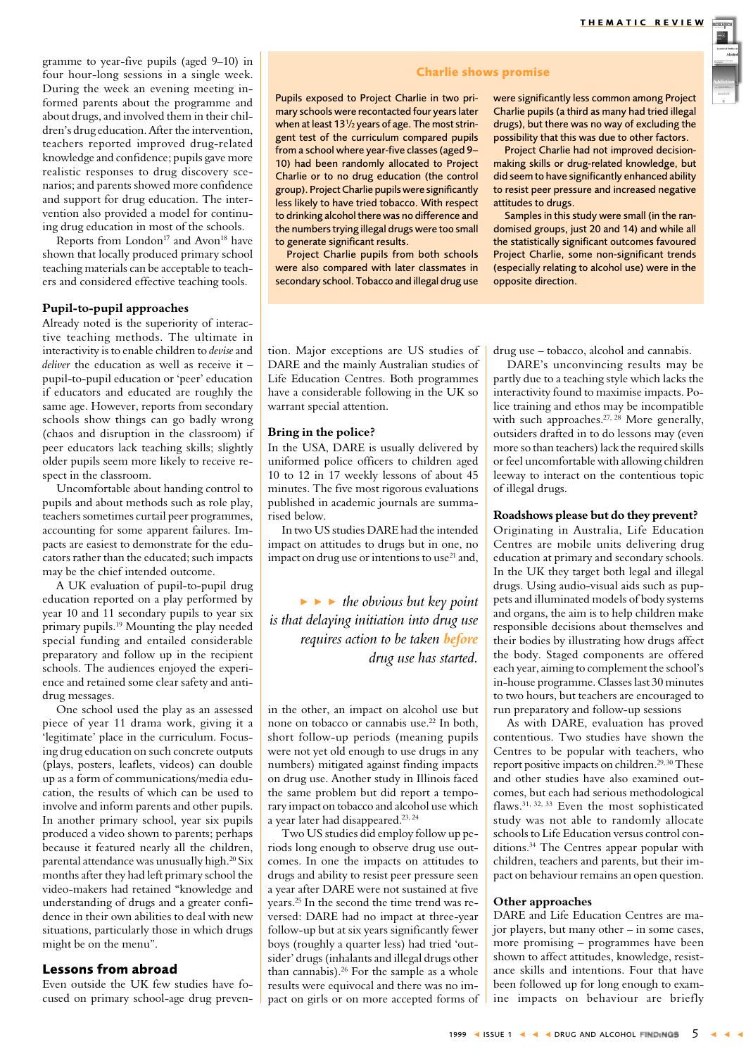gramme to year-five pupils (aged 9–10) in four hour-long sessions in a single week. During the week an evening meeting informed parents about the programme and about drugs, and involved them in their children's drug education. After the intervention, teachers reported improved drug-related knowledge and confidence; pupils gave more realistic responses to drug discovery scenarios; and parents showed more confidence and support for drug education. The intervention also provided a model for continuing drug education in most of the schools.

Reports from London[17] and Avon[18] have shown that locally produced primary school teaching materials can be acceptable to teachers and considered effective teaching tools.

### Pupil-to-pupil approaches

Already noted is the superiority of interactive teaching methods. The ultimate in interactivity is to enable children to *devise* and *deliver* the education as well as receive it – pupil-to-pupil education or 'peer' education if educators and educated are roughly the same age. However, reports from secondary schools show things can go badly wrong (chaos and disruption in the classroom) if peer educators lack teaching skills; slightly older pupils seem more likely to receive respect in the classroom.

Uncomfortable about handing control to pupils and about methods such as role play, teachers sometimes curtail peer programmes, accounting for some apparent failures. Impacts are easiest to demonstrate for the educators rather than the educated; such impacts may be the chief intended outcome.

A UK evaluation of pupil-to-pupil drug education reported on a play performed by year 10 and 11 secondary pupils to year six primary pupils.[19] Mounting the play needed special funding and entailed considerable preparatory and follow up in the recipient schools. The audiences enjoyed the experience and retained some clear safety and anti-drug messages.

One school used the play as an assessed piece of year 11 drama work, giving it a 'legitimate' place in the curriculum. Focusing drug education on such concrete outputs (plays, posters, leaflets, videos) can double up as a form of communications/media education, the results of which can be used to involve and inform parents and other pupils. In another primary school, year six pupils produced a video shown to parents; perhaps because it featured nearly all the children, parental attendance was unusually high.[20] Six months after they had left primary school the video-makers had retained "knowledge and understanding of drugs and a greater confidence in their own abilities to deal with new situations, particularly those in which drugs might be on the menu".

### Lessons from abroad

Even outside the UK few studies have focused on primary school-age drug prevention. Major exceptions are US studies of DARE and the mainly Australian studies of Life Education Centres. Both programmes have a considerable following in the UK so warrant special attention.

> **Charlie shows promise**
>
> Pupils exposed to Project Charlie in two primary schools were recontacted four years later when at least 13½ years of age. The most stringent test of the curriculum compared pupils from a school where year-five classes (aged 9–10) had been randomly allocated to Project Charlie or to no drug education (the control group). Project Charlie pupils were significantly less likely to have tried tobacco. With respect to drinking alcohol there was no difference and the numbers trying illegal drugs were too small to generate significant results.
>
> Project Charlie pupils from both schools were also compared with later classmates in secondary school. Tobacco and illegal drug use were significantly less common among Project Charlie pupils (a third as many had tried illegal drugs), but there was no way of excluding the possibility that this was due to other factors.
>
> Project Charlie had not improved decision-making skills or drug-related knowledge, but did seem to have significantly enhanced ability to resist peer pressure and increased negative attitudes to drugs.
>
> Samples in this study were small (in the randomised groups, just 20 and 14) and while all the statistically significant outcomes favoured Project Charlie, some non-significant trends (especially relating to alcohol use) were in the opposite direction.

### Bring in the police?

In the USA, DARE is usually delivered by uniformed police officers to children aged 10 to 12 in 17 weekly lessons of about 45 minutes. The five most rigorous evaluations published in academic journals are summarised below.

In two US studies DARE had the intended impact on attitudes to drugs but in one, no impact on drug use or intentions to use[21] and, in the other, an impact on alcohol use but none on tobacco or cannabis use.[22] In both, short follow-up periods (meaning pupils were not yet old enough to use drugs in any numbers) mitigated against finding impacts on drug use. Another study in Illinois faced the same problem but did report a temporary impact on tobacco and alcohol use which a year later had disappeared.[23, 24]

> *the obvious but key point is that delaying initiation into drug use requires action to be taken* ***before*** *drug use has started.*

Two US studies did employ follow up periods long enough to observe drug use outcomes. In one the impacts on attitudes to drugs and ability to resist peer pressure seen a year after DARE were not sustained at five years.[25] In the second the time trend was reversed: DARE had no impact at three-year follow-up but at six years significantly fewer boys (roughly a quarter less) had tried 'outsider' drugs (inhalants and illegal drugs other than cannabis).[26] For the sample as a whole results were equivocal and there was no impact on girls or on more accepted forms of drug use – tobacco, alcohol and cannabis.

DARE's unconvincing results may be partly due to a teaching style which lacks the interactivity found to maximise impacts. Police training and ethos may be incompatible with such approaches.[27, 28] More generally, outsiders drafted in to do lessons may (even more so than teachers) lack the required skills or feel uncomfortable with allowing children leeway to interact on the contentious topic of illegal drugs.

### Roadshows please but do they prevent?

Originating in Australia, Life Education Centres are mobile units delivering drug education at primary and secondary schools. In the UK they target both legal and illegal drugs. Using audio-visual aids such as puppets and illuminated models of body systems and organs, the aim is to help children make responsible decisions about themselves and their bodies by illustrating how drugs affect the body. Staged components are offered each year, aiming to complement the school's in-house programme. Classes last 30 minutes to two hours, but teachers are encouraged to run preparatory and follow-up sessions

As with DARE, evaluation has proved contentious. Two studies have shown the Centres to be popular with teachers, who report positive impacts on children.[29, 30] These and other studies have also examined outcomes, but each had serious methodological flaws.[31, 32, 33] Even the most sophisticated study was not able to randomly allocate schools to Life Education versus control conditions.[34] The Centres appear popular with children, teachers and parents, but their impact on behaviour remains an open question.

### Other approaches

DARE and Life Education Centres are major players, but many other – in some cases, more promising – programmes have been shown to affect attitudes, knowledge, resistance skills and intentions. Four that have been followed up for long enough to examine impacts on behaviour are briefly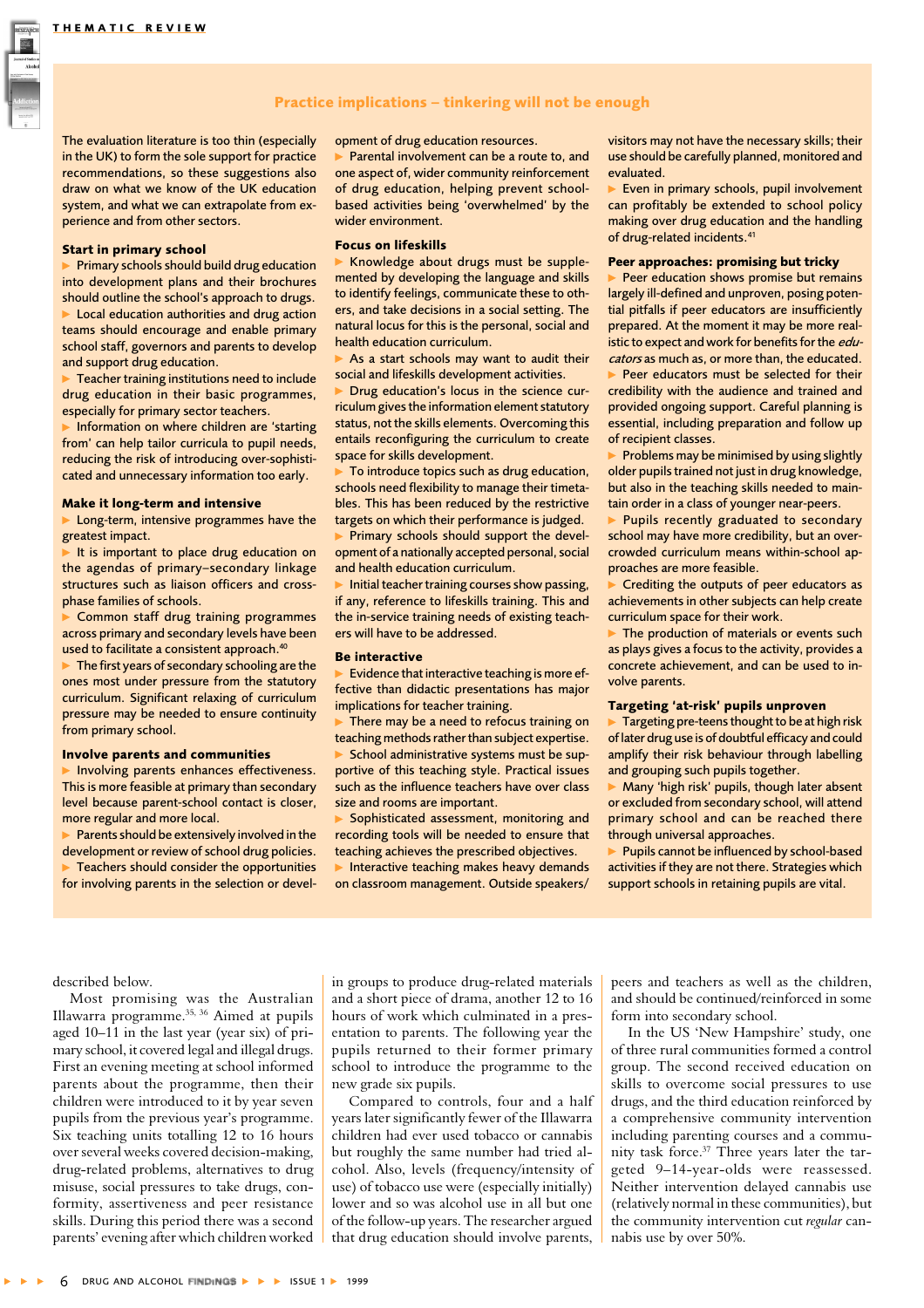## Practice implications – tinkering will not be enough

The evaluation literature is too thin (especially in the UK) to form the sole support for practice recommendations, so these suggestions also draw on what we know of the UK education system, and what we can extrapolate from experience and from other sectors.

### Start in primary school

- Primary schools should build drug education into development plans and their brochures should outline the school's approach to drugs.
- Local education authorities and drug action teams should encourage and enable primary school staff, governors and parents to develop and support drug education.
- Teacher training institutions need to include drug education in their basic programmes, especially for primary sector teachers.
- Information on where children are 'starting from' can help tailor curricula to pupil needs, reducing the risk of introducing over-sophisticated and unnecessary information too early.

### Make it long-term and intensive

- Long-term, intensive programmes have the greatest impact.
- It is important to place drug education on the agendas of primary–secondary linkage structures such as liaison officers and cross-phase families of schools.
- Common staff drug training programmes across primary and secondary levels have been used to facilitate a consistent approach.[40]
- The first years of secondary schooling are the ones most under pressure from the statutory curriculum. Significant relaxing of curriculum pressure may be needed to ensure continuity from primary school.

### Involve parents and communities

- Involving parents enhances effectiveness. This is more feasible at primary than secondary level because parent-school contact is closer, more regular and more local.
- Parents should be extensively involved in the development or review of school drug policies.
- Teachers should consider the opportunities for involving parents in the selection or development of drug education resources.
- Parental involvement can be a route to, and one aspect of, wider community reinforcement of drug education, helping prevent school-based activities being 'overwhelmed' by the wider environment.

### Focus on lifeskills

- Knowledge about drugs must be supplemented by developing the language and skills to identify feelings, communicate these to others, and take decisions in a social setting. The natural locus for this is the personal, social and health education curriculum.
- As a start schools may want to audit their social and lifeskills development activities.
- Drug education's locus in the science curriculum gives the information element statutory status, not the skills elements. Overcoming this entails reconfiguring the curriculum to create space for skills development.
- To introduce topics such as drug education, schools need flexibility to manage their timetables. This has been reduced by the restrictive targets on which their performance is judged.
- Primary schools should support the development of a nationally accepted personal, social and health education curriculum.
- Initial teacher training courses show passing, if any, reference to lifeskills training. This and the in-service training needs of existing teachers will have to be addressed.

### Be interactive

- Evidence that interactive teaching is more effective than didactic presentations has major implications for teacher training.
- There may be a need to refocus training on teaching methods rather than subject expertise.
- School administrative systems must be supportive of this teaching style. Practical issues such as the influence teachers have over class size and rooms are important.
- Sophisticated assessment, monitoring and recording tools will be needed to ensure that teaching achieves the prescribed objectives.
- Interactive teaching makes heavy demands on classroom management. Outside speakers/visitors may not have the necessary skills; their use should be carefully planned, monitored and evaluated.
- Even in primary schools, pupil involvement can profitably be extended to school policy making over drug education and the handling of drug-related incidents.[41]

### Peer approaches: promising but tricky

- Peer education shows promise but remains largely ill-defined and unproven, posing potential pitfalls if peer educators are insufficiently prepared. At the moment it may be more realistic to expect and work for benefits for the *educators* as much as, or more than, the educated.
- Peer educators must be selected for their credibility with the audience and trained and provided ongoing support. Careful planning is essential, including preparation and follow up of recipient classes.
- Problems may be minimised by using slightly older pupils trained not just in drug knowledge, but also in the teaching skills needed to maintain order in a class of younger near-peers.
- Pupils recently graduated to secondary school may have more credibility, but an overcrowded curriculum means within-school approaches are more feasible.
- Crediting the outputs of peer educators as achievements in other subjects can help create curriculum space for their work.
- The production of materials or events such as plays gives a focus to the activity, provides a concrete achievement, and can be used to involve parents.

### Targeting 'at-risk' pupils unproven

- Targeting pre-teens thought to be at high risk of later drug use is of doubtful efficacy and could amplify their risk behaviour through labelling and grouping such pupils together.
- Many 'high risk' pupils, though later absent or excluded from secondary school, will attend primary school and can be reached there through universal approaches.
- Pupils cannot be influenced by school-based activities if they are not there. Strategies which support schools in retaining pupils are vital.

---

described below.

Most promising was the Australian Illawarra programme.[35, 36] Aimed at pupils aged 10–11 in the last year (year six) of primary school, it covered legal and illegal drugs. First an evening meeting at school informed parents about the programme, then their children were introduced to it by year seven pupils from the previous year's programme. Six teaching units totalling 12 to 16 hours over several weeks covered decision-making, drug-related problems, alternatives to drug misuse, social pressures to take drugs, conformity, assertiveness and peer resistance skills. During this period there was a second parents' evening after which children worked in groups to produce drug-related materials and a short piece of drama, another 12 to 16 hours of work which culminated in a presentation to parents. The following year the pupils returned to their former primary school to introduce the programme to the new grade six pupils.

Compared to controls, four and a half years later significantly fewer of the Illawarra children had ever used tobacco or cannabis but roughly the same number had tried alcohol. Also, levels (frequency/intensity of use) of tobacco use were (especially initially) lower and so was alcohol use in all but one of the follow-up years. The researcher argued that drug education should involve parents, peers and teachers as well as the children, and should be continued/reinforced in some form into secondary school.

In the US 'New Hampshire' study, one of three rural communities formed a control group. The second received education on skills to overcome social pressures to use drugs, and the third education reinforced by a comprehensive community intervention including parenting courses and a community task force.[37] Three years later the targeted 9–14-year-olds were reassessed. Neither intervention delayed cannabis use (relatively normal in these communities), but the community intervention cut *regular* cannabis use by over 50%.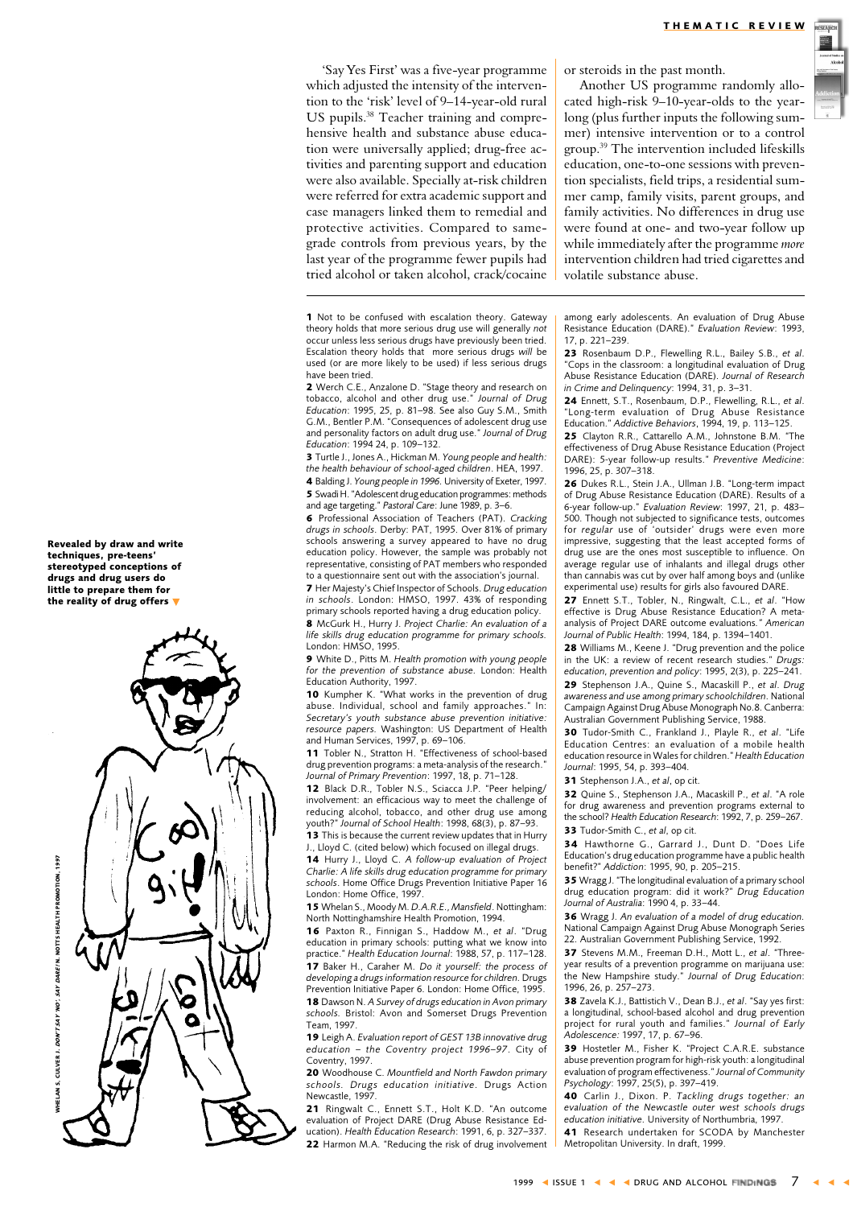'Say Yes First' was a five-year programme which adjusted the intensity of the intervention to the 'risk' level of 9–14-year-old rural US pupils.[38] Teacher training and comprehensive health and substance abuse education were universally applied; drug-free activities and parenting support and education were also available. Specially at-risk children were referred for extra academic support and case managers linked them to remedial and protective activities. Compared to same-grade controls from previous years, by the last year of the programme fewer pupils had tried alcohol or taken alcohol, crack/cocaine or steroids in the past month.

Another US programme randomly allocated high-risk 9–10-year-olds to the year-long (plus further inputs the following summer) intensive intervention or to a control group.[39] The intervention included lifeskills education, one-to-one sessions with prevention specialists, field trips, a residential summer camp, family visits, parent groups, and family activities. No differences in drug use were found at one- and two-year follow up while immediately after the programme *more* intervention children had tried cigarettes and volatile substance abuse.

**Revealed by draw and write techniques, pre-teens' stereotyped conceptions of drugs and drug users do little to prepare them for the reality of drug offers**

WHELAN S, CULVER J. *DON'T SAY 'NO'; SAY DARE!* N. NOTTS HEALTH PROMOTION, 1997

**1** Not to be confused with escalation theory. Gateway theory holds that more serious drug use will generally *not* occur unless less serious drugs have previously been tried. Escalation theory holds that more serious drugs *will* be used (or are more likely to be used) if less serious drugs have been tried.

**2** Werch C.E., Anzalone D. "Stage theory and research on tobacco, alcohol and other drug use." *Journal of Drug Education*: 1995, 25, p. 81–98. See also Guy S.M., Smith G.M., Bentler P.M. "Consequences of adolescent drug use and personality factors on adult drug use." *Journal of Drug Education*: 1994 24, p. 109–132.

**3** Turtle J., Jones A., Hickman M. *Young people and health: the health behaviour of school-aged children*. HEA, 1997.

**4** Balding J. *Young people in 1996*. University of Exeter, 1997.

**5** Swadi H. "Adolescent drug education programmes: methods and age targeting." *Pastoral Care*: June 1989, p. 3–6.

**6** Professional Association of Teachers (PAT). *Cracking drugs in schools*. Derby: PAT, 1995. Over 81% of primary schools answering a survey appeared to have no drug education policy. However, the sample was probably not representative, consisting of PAT members who responded to a questionnaire sent out with the association's journal.

**7** Her Majesty's Chief Inspector of Schools. *Drug education in schools*. London: HMSO, 1997. 43% of responding primary schools reported having a drug education policy.

**8** McGurk H., Hurry J. *Project Charlie: An evaluation of a life skills drug education programme for primary schools.* London: HMSO, 1995.

**9** White D., Pitts M. *Health promotion with young people for the prevention of substance abuse.* London: Health Education Authority, 1997.

**10** Kumpher K. "What works in the prevention of drug abuse. Individual, school and family approaches." In: *Secretary's youth substance abuse prevention initiative: resource papers*. Washington: US Department of Health and Human Services, 1997, p. 69–106.

**11** Tobler N., Stratton H. "Effectiveness of school-based drug prevention programs: a meta-analysis of the research." *Journal of Primary Prevention*: 1997, 18, p. 71–128.

**12** Black D.R., Tobler N.S., Sciacca J.P. "Peer helping/involvement: an efficacious way to meet the challenge of reducing alcohol, tobacco, and other drug use among youth?" *Journal of School Health*: 1998, 68(3), p. 87–93.

**13** This is because the current review updates that in Hurry J., Lloyd C. (cited below) which focused on illegal drugs.

**14** Hurry J., Lloyd C. *A follow-up evaluation of Project Charlie: A life skills drug education programme for primary schools*. Home Office Drugs Prevention Initiative Paper 16 London: Home Office, 1997.

**15** Whelan S., Moody M. *D.A.R.E., Mansfield*. Nottingham: North Nottinghamshire Health Promotion, 1994.

**16** Paxton R., Finnigan S., Haddow M., *et al*. "Drug education in primary schools: putting what we know into practice." *Health Education Journal*: 1988, 57, p. 117–128.

**17** Baker H., Caraher M. *Do it yourself: the process of developing a drugs information resource for children*. Drugs Prevention Initiative Paper 6. London: Home Office, 1995.

**18** Dawson N. *A Survey of drugs education in Avon primary schools*. Bristol: Avon and Somerset Drugs Prevention Team, 1997.

**19** Leigh A. *Evaluation report of GEST 13B innovative drug education – the Coventry project 1996–97*. City of Coventry, 1997.

**20** Woodhouse C. *Mountfield and North Fawdon primary schools. Drugs education initiative*. Drugs Action Newcastle, 1997.

**21** Ringwalt C., Ennett S.T., Holt K.D. "An outcome evaluation of Project DARE (Drug Abuse Resistance Education)." *Health Education Research*: 1991, 6, p. 327–337.

**22** Harmon M.A. "Reducing the risk of drug involvement among early adolescents. An evaluation of Drug Abuse Resistance Education (DARE)." *Evaluation Review*: 1993, 17, p. 221–239.

**23** Rosenbaum D.P., Flewelling R.L., Bailey S.B., *et al*. "Cops in the classroom: a longitudinal evaluation of Drug Abuse Resistance Education (DARE). *Journal of Research in Crime and Delinquency*: 1994, 31, p. 3–31.

**24** Ennett, S.T., Rosenbaum, D.P., Flewelling, R.L., *et al*. "Long-term evaluation of Drug Abuse Resistance Education." *Addictive Behaviors*, 1994, 19, p. 113–125.

**25** Clayton R.R., Cattarello A.M., Johnstone B.M. "The effectiveness of Drug Abuse Resistance Education (Project DARE): 5-year follow-up results." *Preventive Medicine*: 1996, 25, p. 307–318.

**26** Dukes R.L., Stein J.A., Ullman J.B. "Long-term impact of Drug Abuse Resistance Education (DARE). Results of a 6-year follow-up." *Evaluation Review*: 1997, 21, p. 483–500. Though not subjected to significance tests, outcomes for *regular* use of 'outsider' drugs were even more impressive, suggesting that the least accepted forms of drug use are the ones most susceptible to influence. On average regular use of inhalants and illegal drugs other than cannabis was cut by over half among boys and (unlike experimental use) results for girls also favoured DARE.

**27** Ennett S.T., Tobler, N., Ringwalt, C.L., *et al*. "How effective is Drug Abuse Resistance Education? A meta-analysis of Project DARE outcome evaluations." *American Journal of Public Health*: 1994, 184, p. 1394–1401.

**28** Williams M., Keene J. "Drug prevention and the police in the UK: a review of recent research studies." *Drugs: education, prevention and policy*: 1995, 2(3), p. 225–241.

**29** Stephenson J.A., Quine S., Macaskill P., *et al*. *Drug awareness and use among primary schoolchildren*. National Campaign Against Drug Abuse Monograph No.8. Canberra: Australian Government Publishing Service, 1988.

**30** Tudor-Smith C., Frankland J., Playle R., *et al*. "Life Education Centres: an evaluation of a mobile health education resource in Wales for children." *Health Education Journal*: 1995, 54, p. 393–404.

**31** Stephenson J.A., *et al*, op cit.

**32** Quine S., Stephenson J.A., Macaskill P., *et al*. "A role for drug awareness and prevention programs external to the school? *Health Education Research*: 1992, 7, p. 259–267.

**33** Tudor-Smith C., *et al*, op cit.

**34** Hawthorne G., Garrard J., Dunt D. "Does Life Education's drug education programme have a public health benefit?" *Addiction*: 1995, 90, p. 205–215.

**35** Wragg J. "The longitudinal evaluation of a primary school drug education program: did it work?" *Drug Education Journal of Australia*: 1990 4, p. 33–44.

**36** Wragg J. *An evaluation of a model of drug education*. National Campaign Against Drug Abuse Monograph Series 22. Australian Government Publishing Service, 1992.

**37** Stevens M.M., Freeman D.H., Mott L., *et al*. "Three-year results of a prevention programme on marijuana use: the New Hampshire study." *Journal of Drug Education*: 1996, 26, p. 257–273.

**38** Zavela K.J., Battistich V., Dean B.J., *et al*. "Say yes first: a longitudinal, school-based alcohol and drug prevention project for rural youth and families." *Journal of Early Adolescence*: 1997, 17, p. 67–96.

**39** Hostetler M., Fisher K. "Project C.A.R.E. substance abuse prevention program for high-risk youth: a longitudinal evaluation of program effectiveness." *Journal of Community Psychology*: 1997, 25(5), p. 397–419.

**40** Carlin J., Dixon. P. *Tackling drugs together: an evaluation of the Newcastle outer west schools drugs education initiative*. University of Northumbria, 1997.

**41** Research undertaken for SCODA by Manchester Metropolitan University. In draft, 1999.